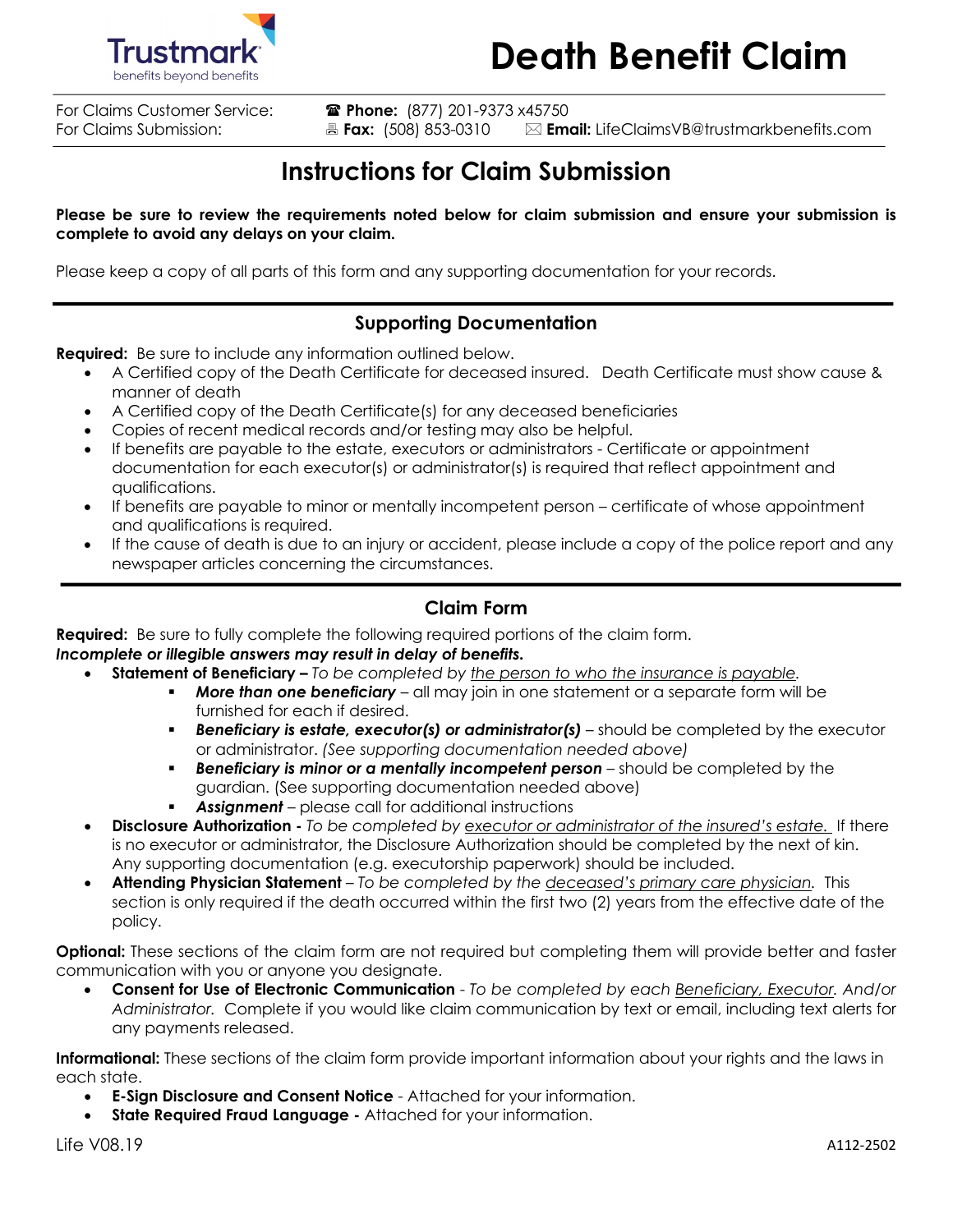Trustmark
benefits beyond benefits

# Death Benefit Claim

For Claims Customer Service: ☎ **Phone:** (877) 201-9373 x45750
For Claims Submission: 🖷 **Fax:** (508) 853-0310 ✉ **Email:** LifeClaimsVB@trustmarkbenefits.com

## Instructions for Claim Submission

**Please be sure to review the requirements noted below for claim submission and ensure your submission is complete to avoid any delays on your claim.**

Please keep a copy of all parts of this form and any supporting documentation for your records.

### Supporting Documentation

**Required:** Be sure to include any information outlined below.

- A Certified copy of the Death Certificate for deceased insured. Death Certificate must show cause & manner of death
- A Certified copy of the Death Certificate(s) for any deceased beneficiaries
- Copies of recent medical records and/or testing may also be helpful.
- If benefits are payable to the estate, executors or administrators - Certificate or appointment documentation for each executor(s) or administrator(s) is required that reflect appointment and qualifications.
- If benefits are payable to minor or mentally incompetent person – certificate of whose appointment and qualifications is required.
- If the cause of death is due to an injury or accident, please include a copy of the police report and any newspaper articles concerning the circumstances.

### Claim Form

**Required:** Be sure to fully complete the following required portions of the claim form.
***Incomplete or illegible answers may result in delay of benefits.***

- **Statement of Beneficiary –** *To be completed by the person to who the insurance is payable.*
  - ***More than one beneficiary*** – all may join in one statement or a separate form will be furnished for each if desired.
  - ***Beneficiary is estate, executor(s) or administrator(s)*** – should be completed by the executor or administrator. *(See supporting documentation needed above)*
  - ***Beneficiary is minor or a mentally incompetent person*** – should be completed by the guardian. (See supporting documentation needed above)
  - ***Assignment*** – please call for additional instructions
- **Disclosure Authorization -** *To be completed by executor or administrator of the insured's estate.* If there is no executor or administrator, the Disclosure Authorization should be completed by the next of kin. Any supporting documentation (e.g. executorship paperwork) should be included.
- **Attending Physician Statement** – *To be completed by the deceased's primary care physician.* This section is only required if the death occurred within the first two (2) years from the effective date of the policy.

**Optional:** These sections of the claim form are not required but completing them will provide better and faster communication with you or anyone you designate.

- **Consent for Use of Electronic Communication** - *To be completed by each Beneficiary, Executor. And/or Administrator.* Complete if you would like claim communication by text or email, including text alerts for any payments released.

**Informational:** These sections of the claim form provide important information about your rights and the laws in each state.

- **E-Sign Disclosure and Consent Notice** - Attached for your information.
- **State Required Fraud Language -** Attached for your information.

Life V08.19 A112-2502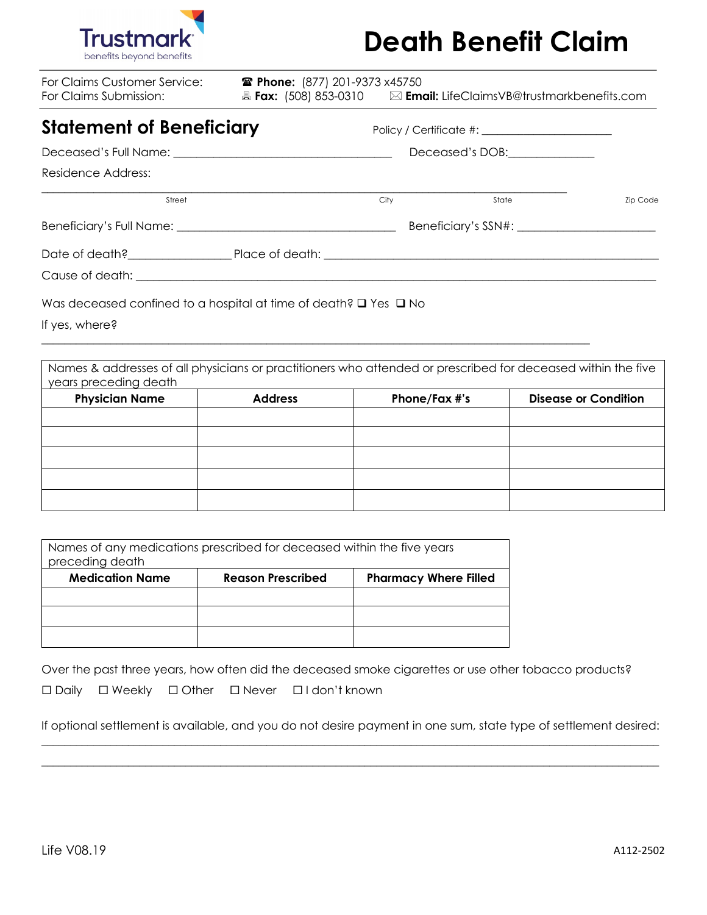Trustmark
benefits beyond benefits

# Death Benefit Claim

For Claims Customer Service: ☎ **Phone:** (877) 201-9373 x45750
For Claims Submission: 🖷 **Fax:** (508) 853-0310 ✉ **Email:** LifeClaimsVB@trustmarkbenefits.com

## Statement of Beneficiary

Policy / Certificate #: ______________________

Deceased's Full Name: ____________________________________ Deceased's DOB:______________

Residence Address:

_______________________________________________________________________________________
Street City State Zip Code

Beneficiary's Full Name: ____________________________________ Beneficiary's SSN#: _______________________

Date of death?_________________ Place of death: _______________________________________________________

Cause of death: ______________________________________________________________________________________

Was deceased confined to a hospital at time of death? ☐ Yes ☐ No

If yes, where?

_______________________________________________________________________________________

| Names & addresses of all physicians or practitioners who attended or prescribed for deceased within the five years preceding death | | | |
|---|---|---|---|
| **Physician Name** | **Address** | **Phone/Fax #'s** | **Disease or Condition** |
| | | | |
| | | | |
| | | | |
| | | | |
| | | | |

| Names of any medications prescribed for deceased within the five years preceding death | | |
|---|---|---|
| **Medication Name** | **Reason Prescribed** | **Pharmacy Where Filled** |
| | | |
| | | |
| | | |

Over the past three years, how often did the deceased smoke cigarettes or use other tobacco products?

☐ Daily ☐ Weekly ☐ Other ☐ Never ☐ I don't known

If optional settlement is available, and you do not desire payment in one sum, state type of settlement desired:

_______________________________________________________________________________________

_______________________________________________________________________________________

Life V08.19

A112-2502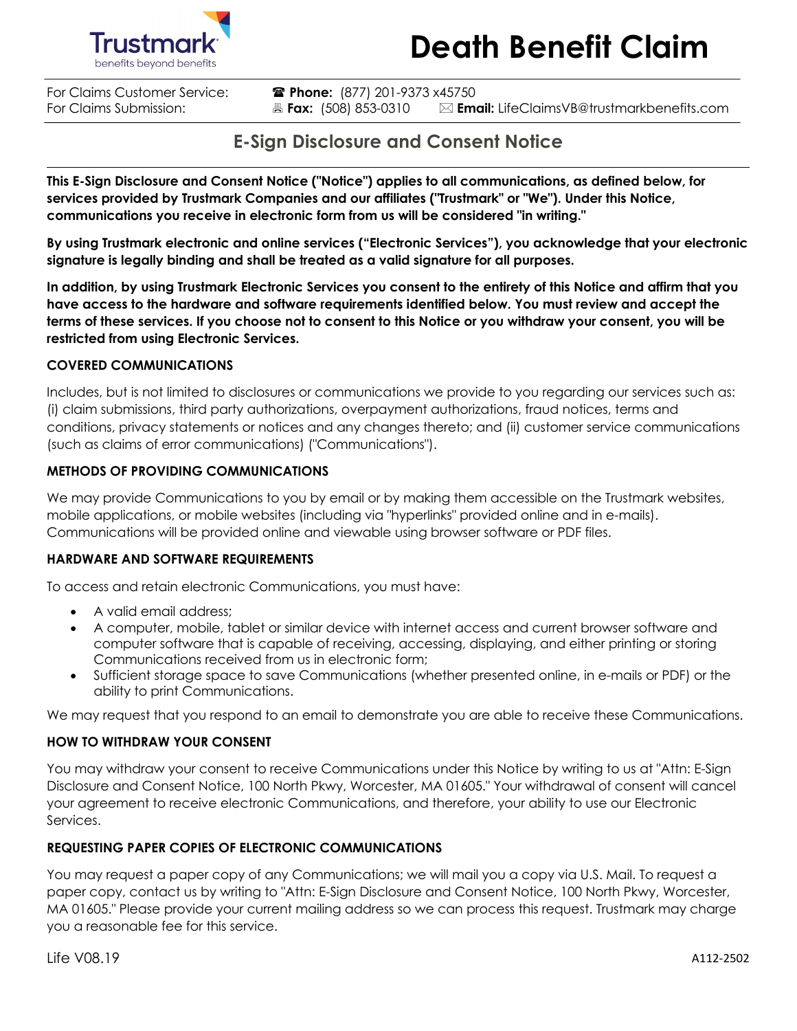# Death Benefit Claim

For Claims Customer Service: ☎ **Phone:** (877) 201-9373 x45750
For Claims Submission: 🖷 **Fax:** (508) 853-0310 ✉ **Email:** LifeClaimsVB@trustmarkbenefits.com

## E-Sign Disclosure and Consent Notice

**This E-Sign Disclosure and Consent Notice ("Notice") applies to all communications, as defined below, for services provided by Trustmark Companies and our affiliates ("Trustmark" or "We"). Under this Notice, communications you receive in electronic form from us will be considered "in writing."**

**By using Trustmark electronic and online services ("Electronic Services"), you acknowledge that your electronic signature is legally binding and shall be treated as a valid signature for all purposes.**

**In addition, by using Trustmark Electronic Services you consent to the entirety of this Notice and affirm that you have access to the hardware and software requirements identified below. You must review and accept the terms of these services. If you choose not to consent to this Notice or you withdraw your consent, you will be restricted from using Electronic Services.**

### COVERED COMMUNICATIONS

Includes, but is not limited to disclosures or communications we provide to you regarding our services such as: (i) claim submissions, third party authorizations, overpayment authorizations, fraud notices, terms and conditions, privacy statements or notices and any changes thereto; and (ii) customer service communications (such as claims of error communications) ("Communications").

### METHODS OF PROVIDING COMMUNICATIONS

We may provide Communications to you by email or by making them accessible on the Trustmark websites, mobile applications, or mobile websites (including via "hyperlinks" provided online and in e-mails). Communications will be provided online and viewable using browser software or PDF files.

### HARDWARE AND SOFTWARE REQUIREMENTS

To access and retain electronic Communications, you must have:

- A valid email address;
- A computer, mobile, tablet or similar device with internet access and current browser software and computer software that is capable of receiving, accessing, displaying, and either printing or storing Communications received from us in electronic form;
- Sufficient storage space to save Communications (whether presented online, in e-mails or PDF) or the ability to print Communications.

We may request that you respond to an email to demonstrate you are able to receive these Communications.

### HOW TO WITHDRAW YOUR CONSENT

You may withdraw your consent to receive Communications under this Notice by writing to us at "Attn: E-Sign Disclosure and Consent Notice, 100 North Pkwy, Worcester, MA 01605." Your withdrawal of consent will cancel your agreement to receive electronic Communications, and therefore, your ability to use our Electronic Services.

### REQUESTING PAPER COPIES OF ELECTRONIC COMMUNICATIONS

You may request a paper copy of any Communications; we will mail you a copy via U.S. Mail. To request a paper copy, contact us by writing to "Attn: E-Sign Disclosure and Consent Notice, 100 North Pkwy, Worcester, MA 01605." Please provide your current mailing address so we can process this request. Trustmark may charge you a reasonable fee for this service.

Life V08.19 A112-2502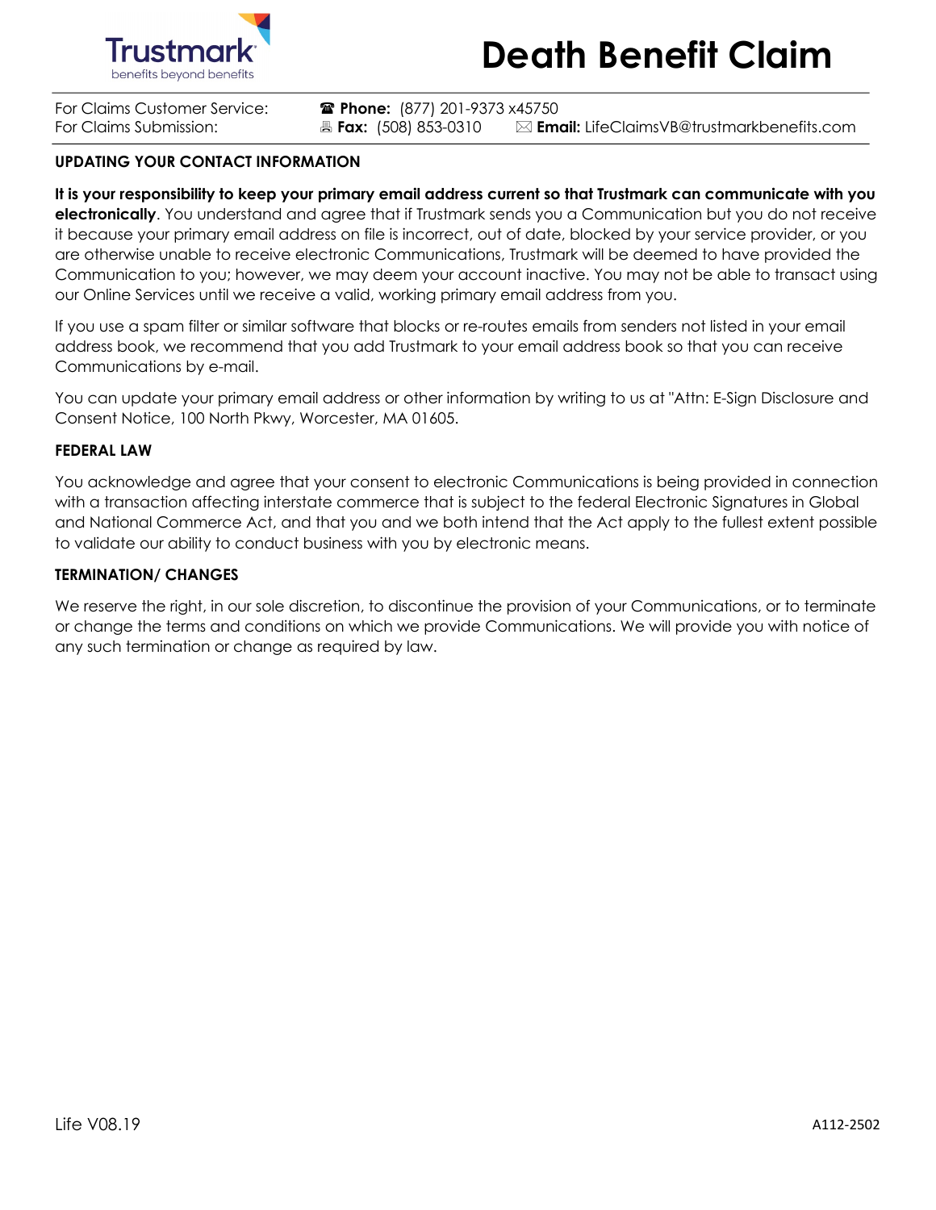Trustmark

benefits beyond benefits

# Death Benefit Claim

For Claims Customer Service: ☎ **Phone:** (877) 201-9373 x45750
For Claims Submission: 🖷 **Fax:** (508) 853-0310 ✉ **Email:** LifeClaimsVB@trustmarkbenefits.com

### UPDATING YOUR CONTACT INFORMATION

**It is your responsibility to keep your primary email address current so that Trustmark can communicate with you electronically**. You understand and agree that if Trustmark sends you a Communication but you do not receive it because your primary email address on file is incorrect, out of date, blocked by your service provider, or you are otherwise unable to receive electronic Communications, Trustmark will be deemed to have provided the Communication to you; however, we may deem your account inactive. You may not be able to transact using our Online Services until we receive a valid, working primary email address from you.

If you use a spam filter or similar software that blocks or re-routes emails from senders not listed in your email address book, we recommend that you add Trustmark to your email address book so that you can receive Communications by e-mail.

You can update your primary email address or other information by writing to us at "Attn: E-Sign Disclosure and Consent Notice, 100 North Pkwy, Worcester, MA 01605.

### FEDERAL LAW

You acknowledge and agree that your consent to electronic Communications is being provided in connection with a transaction affecting interstate commerce that is subject to the federal Electronic Signatures in Global and National Commerce Act, and that you and we both intend that the Act apply to the fullest extent possible to validate our ability to conduct business with you by electronic means.

### TERMINATION/ CHANGES

We reserve the right, in our sole discretion, to discontinue the provision of your Communications, or to terminate or change the terms and conditions on which we provide Communications. We will provide you with notice of any such termination or change as required by law.

Life V08.19 A112-2502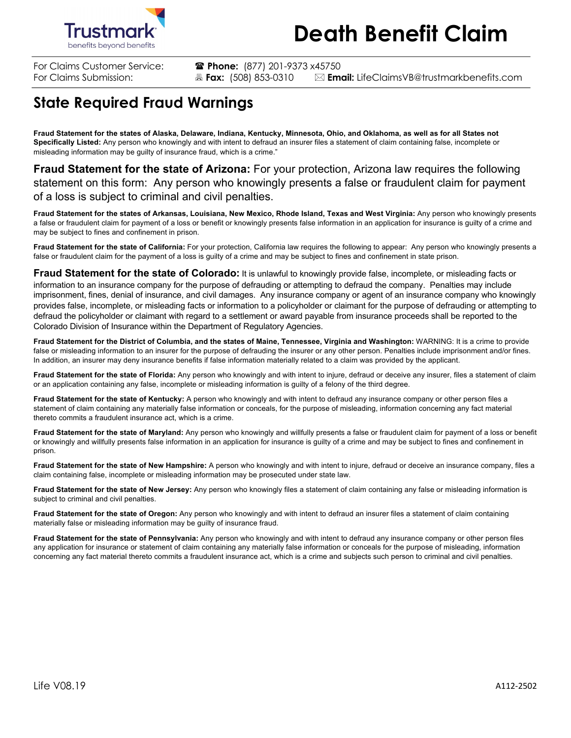# Death Benefit Claim

For Claims Customer Service: ☎ **Phone:** (877) 201-9373 x45750
For Claims Submission: 🖷 **Fax:** (508) 853-0310 ✉ **Email:** LifeClaimsVB@trustmarkbenefits.com

## State Required Fraud Warnings

**Fraud Statement for the states of Alaska, Delaware, Indiana, Kentucky, Minnesota, Ohio, and Oklahoma, as well as for all States not Specifically Listed:** Any person who knowingly and with intent to defraud an insurer files a statement of claim containing false, incomplete or misleading information may be guilty of insurance fraud, which is a crime."

**Fraud Statement for the state of Arizona:** For your protection, Arizona law requires the following statement on this form: Any person who knowingly presents a false or fraudulent claim for payment of a loss is subject to criminal and civil penalties.

**Fraud Statement for the states of Arkansas, Louisiana, New Mexico, Rhode Island, Texas and West Virginia:** Any person who knowingly presents a false or fraudulent claim for payment of a loss or benefit or knowingly presents false information in an application for insurance is guilty of a crime and may be subject to fines and confinement in prison.

**Fraud Statement for the state of California:** For your protection, California law requires the following to appear: Any person who knowingly presents a false or fraudulent claim for the payment of a loss is guilty of a crime and may be subject to fines and confinement in state prison.

**Fraud Statement for the state of Colorado:** It is unlawful to knowingly provide false, incomplete, or misleading facts or information to an insurance company for the purpose of defrauding or attempting to defraud the company. Penalties may include imprisonment, fines, denial of insurance, and civil damages. Any insurance company or agent of an insurance company who knowingly provides false, incomplete, or misleading facts or information to a policyholder or claimant for the purpose of defrauding or attempting to defraud the policyholder or claimant with regard to a settlement or award payable from insurance proceeds shall be reported to the Colorado Division of Insurance within the Department of Regulatory Agencies.

**Fraud Statement for the District of Columbia, and the states of Maine, Tennessee, Virginia and Washington:** WARNING: It is a crime to provide false or misleading information to an insurer for the purpose of defrauding the insurer or any other person. Penalties include imprisonment and/or fines. In addition, an insurer may deny insurance benefits if false information materially related to a claim was provided by the applicant.

**Fraud Statement for the state of Florida:** Any person who knowingly and with intent to injure, defraud or deceive any insurer, files a statement of claim or an application containing any false, incomplete or misleading information is guilty of a felony of the third degree.

**Fraud Statement for the state of Kentucky:** A person who knowingly and with intent to defraud any insurance company or other person files a statement of claim containing any materially false information or conceals, for the purpose of misleading, information concerning any fact material thereto commits a fraudulent insurance act, which is a crime.

**Fraud Statement for the state of Maryland:** Any person who knowingly and willfully presents a false or fraudulent claim for payment of a loss or benefit or knowingly and willfully presents false information in an application for insurance is guilty of a crime and may be subject to fines and confinement in prison.

**Fraud Statement for the state of New Hampshire:** A person who knowingly and with intent to injure, defraud or deceive an insurance company, files a claim containing false, incomplete or misleading information may be prosecuted under state law.

**Fraud Statement for the state of New Jersey:** Any person who knowingly files a statement of claim containing any false or misleading information is subject to criminal and civil penalties.

**Fraud Statement for the state of Oregon:** Any person who knowingly and with intent to defraud an insurer files a statement of claim containing materially false or misleading information may be guilty of insurance fraud.

**Fraud Statement for the state of Pennsylvania:** Any person who knowingly and with intent to defraud any insurance company or other person files any application for insurance or statement of claim containing any materially false information or conceals for the purpose of misleading, information concerning any fact material thereto commits a fraudulent insurance act, which is a crime and subjects such person to criminal and civil penalties.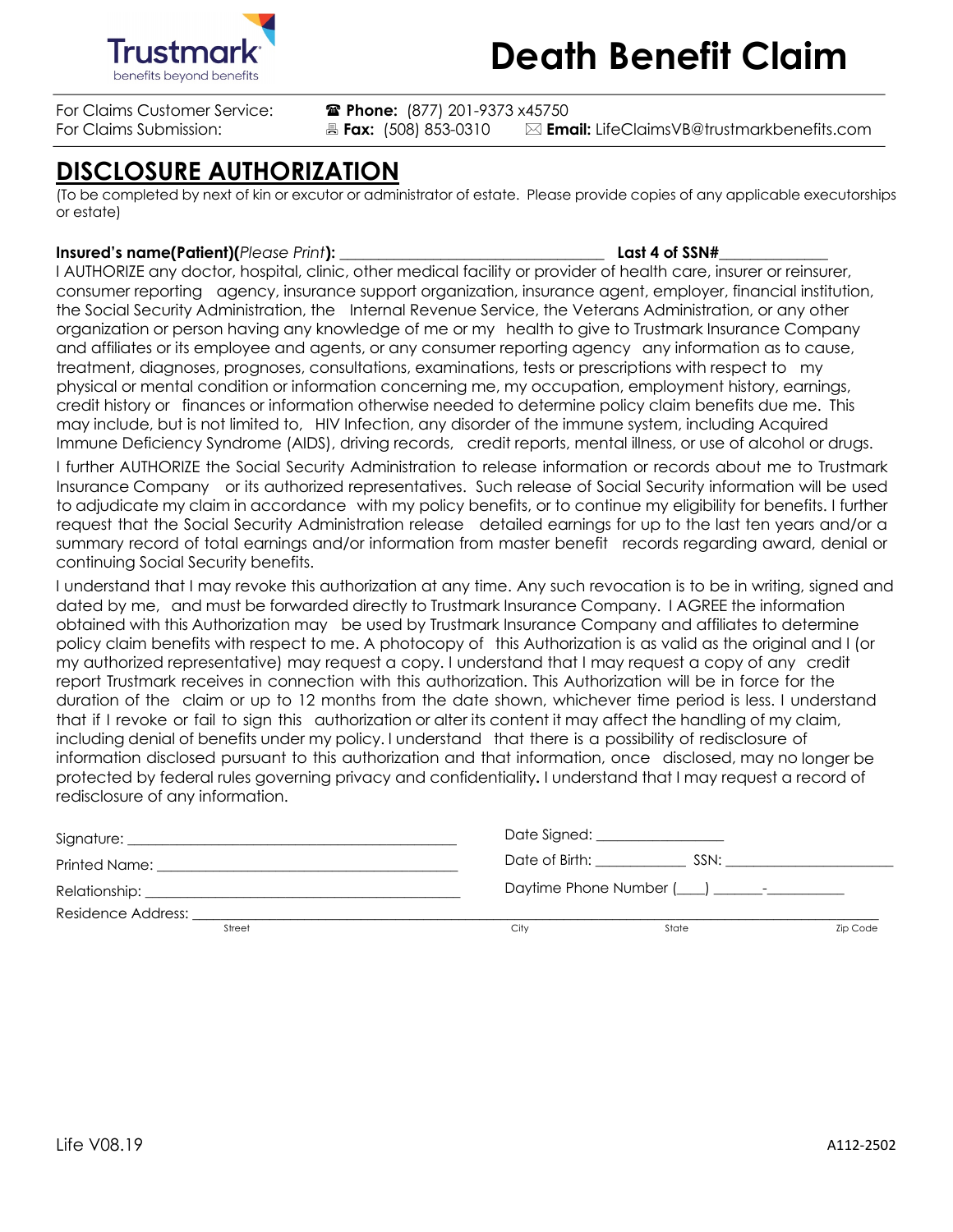Trustmark
benefits beyond benefits

# Death Benefit Claim

For Claims Customer Service: ☎ **Phone:** (877) 201-9373 x45750
For Claims Submission: 🖷 **Fax:** (508) 853-0310 ✉ **Email:** LifeClaimsVB@trustmarkbenefits.com

## DISCLOSURE AUTHORIZATION

(To be completed by next of kin or excutor or administrator of estate. Please provide copies of any applicable executorships or estate)

**Insured's name(Patient)(*Please Print*):** ______________________________ **Last 4 of SSN#**____________

I AUTHORIZE any doctor, hospital, clinic, other medical facility or provider of health care, insurer or reinsurer, consumer reporting agency, insurance support organization, insurance agent, employer, financial institution, the Social Security Administration, the Internal Revenue Service, the Veterans Administration, or any other organization or person having any knowledge of me or my health to give to Trustmark Insurance Company and affiliates or its employee and agents, or any consumer reporting agency any information as to cause, treatment, diagnoses, prognoses, consultations, examinations, tests or prescriptions with respect to my physical or mental condition or information concerning me, my occupation, employment history, earnings, credit history or finances or information otherwise needed to determine policy claim benefits due me. This may include, but is not limited to, HIV Infection, any disorder of the immune system, including Acquired Immune Deficiency Syndrome (AIDS), driving records, credit reports, mental illness, or use of alcohol or drugs.

I further AUTHORIZE the Social Security Administration to release information or records about me to Trustmark Insurance Company or its authorized representatives. Such release of Social Security information will be used to adjudicate my claim in accordance with my policy benefits, or to continue my eligibility for benefits. I further request that the Social Security Administration release detailed earnings for up to the last ten years and/or a summary record of total earnings and/or information from master benefit records regarding award, denial or continuing Social Security benefits.

I understand that I may revoke this authorization at any time. Any such revocation is to be in writing, signed and dated by me, and must be forwarded directly to Trustmark Insurance Company. I AGREE the information obtained with this Authorization may be used by Trustmark Insurance Company and affiliates to determine policy claim benefits with respect to me. A photocopy of this Authorization is as valid as the original and I (or my authorized representative) may request a copy. I understand that I may request a copy of any credit report Trustmark receives in connection with this authorization. This Authorization will be in force for the duration of the claim or up to 12 months from the date shown, whichever time period is less. I understand that if I revoke or fail to sign this authorization or alter its content it may affect the handling of my claim, including denial of benefits under my policy. I understand that there is a possibility of redisclosure of information disclosed pursuant to this authorization and that information, once disclosed, may no longer be protected by federal rules governing privacy and confidentiality**.** I understand that I may request a record of redisclosure of any information.

Signature: ________________________________ Date Signed: ______________

Printed Name: ________________________________ Date of Birth: __________ SSN: ________________

Relationship: ________________________________ Daytime Phone Number (___) ______-_________

Residence Address: ______________________________________________________________
Street City State Zip Code

Life V08.19 A112-2502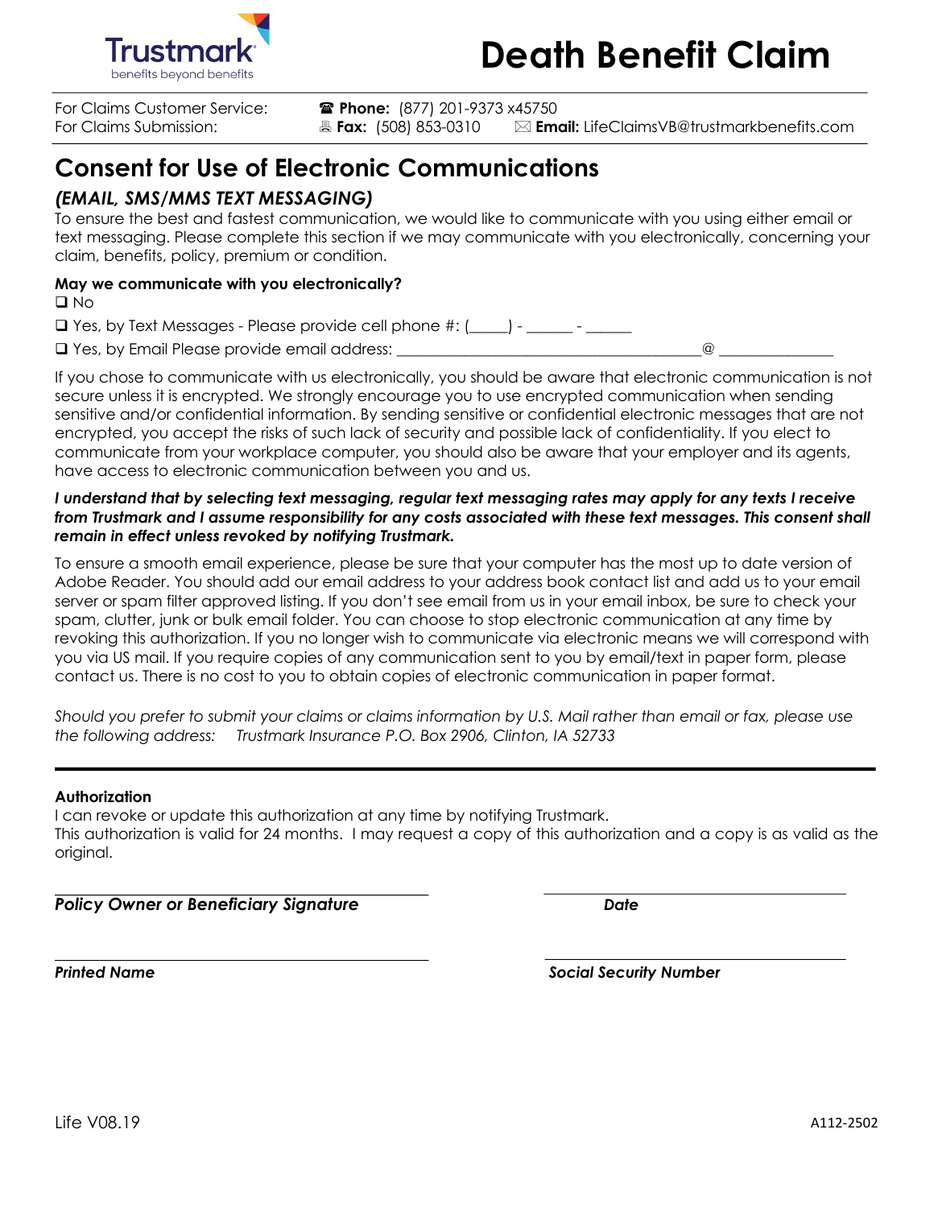Trustmark
benefits beyond benefits

# Death Benefit Claim

For Claims Customer Service: ☎ **Phone:** (877) 201-9373 x45750
For Claims Submission: 🖷 **Fax:** (508) 853-0310 ✉ **Email:** LifeClaimsVB@trustmarkbenefits.com

## Consent for Use of Electronic Communications

### *(EMAIL, SMS/MMS TEXT MESSAGING)*

To ensure the best and fastest communication, we would like to communicate with you using either email or text messaging. Please complete this section if we may communicate with you electronically, concerning your claim, benefits, policy, premium or condition.

**May we communicate with you electronically?**

❑ No

❑ Yes, by Text Messages - Please provide cell phone #: (_____) - ______ - ______

❑ Yes, by Email Please provide email address: ________________________________________@ _______________

If you chose to communicate with us electronically, you should be aware that electronic communication is not secure unless it is encrypted. We strongly encourage you to use encrypted communication when sending sensitive and/or confidential information. By sending sensitive or confidential electronic messages that are not encrypted, you accept the risks of such lack of security and possible lack of confidentiality. If you elect to communicate from your workplace computer, you should also be aware that your employer and its agents, have access to electronic communication between you and us.

***I understand that by selecting text messaging, regular text messaging rates may apply for any texts I receive from Trustmark and I assume responsibility for any costs associated with these text messages. This consent shall remain in effect unless revoked by notifying Trustmark.***

To ensure a smooth email experience, please be sure that your computer has the most up to date version of Adobe Reader. You should add our email address to your address book contact list and add us to your email server or spam filter approved listing. If you don't see email from us in your email inbox, be sure to check your spam, clutter, junk or bulk email folder. You can choose to stop electronic communication at any time by revoking this authorization. If you no longer wish to communicate via electronic means we will correspond with you via US mail. If you require copies of any communication sent to you by email/text in paper form, please contact us. There is no cost to you to obtain copies of electronic communication in paper format.

*Should you prefer to submit your claims or claims information by U.S. Mail rather than email or fax, please use the following address: Trustmark Insurance P.O. Box 2906, Clinton, IA 52733*

---

**Authorization**

I can revoke or update this authorization at any time by notifying Trustmark.
This authorization is valid for 24 months. I may request a copy of this authorization and a copy is as valid as the original.

______________________________ ______________________________
***Policy Owner or Beneficiary Signature*** ***Date***

______________________________ ______________________________
***Printed Name*** ***Social Security Number***

Life V08.19 A112-2502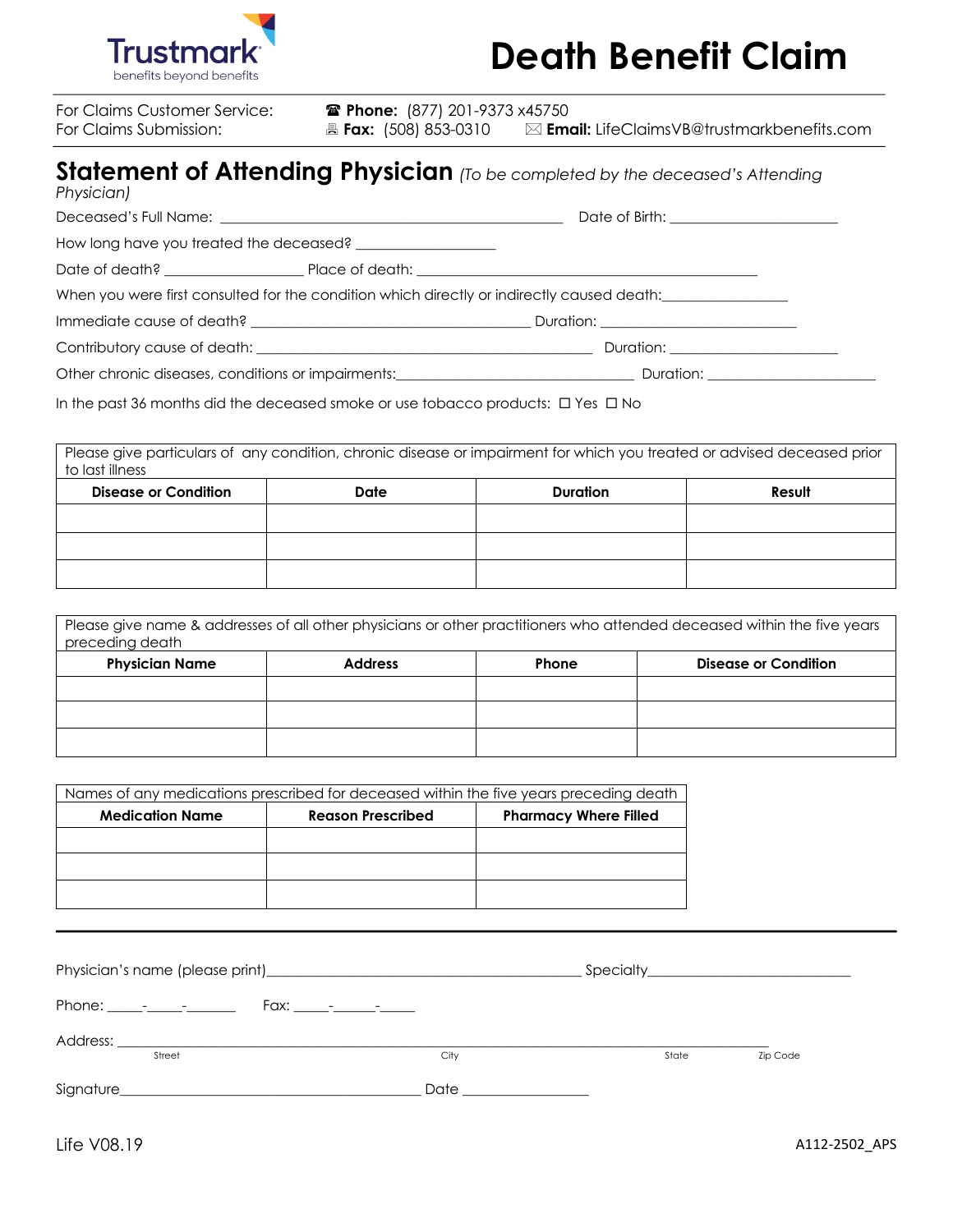Trustmark
benefits beyond benefits

# Death Benefit Claim

For Claims Customer Service: ☎ **Phone:** (877) 201-9373 x45750
For Claims Submission: 🖷 **Fax:** (508) 853-0310 ✉ **Email:** LifeClaimsVB@trustmarkbenefits.com

## Statement of Attending Physician *(To be completed by the deceased's Attending Physician)*

Deceased's Full Name: ______________________________ Date of Birth: ______________

How long have you treated the deceased? ____________

Date of death? ____________ Place of death: ______________________________

When you were first consulted for the condition which directly or indirectly caused death: ____________

Immediate cause of death? ______________________ Duration: ________________

Contributory cause of death: ______________________ Duration: ________________

Other chronic diseases, conditions or impairments: ______________________ Duration: ________________

In the past 36 months did the deceased smoke or use tobacco products: ☐ Yes ☐ No

Please give particulars of any condition, chronic disease or impairment for which you treated or advised deceased prior to last illness

| **Disease or Condition** | **Date** | **Duration** | **Result** |
|---|---|---|---|
| | | | |
| | | | |
| | | | |

Please give name & addresses of all other physicians or other practitioners who attended deceased within the five years preceding death

| **Physician Name** | **Address** | **Phone** | **Disease or Condition** |
|---|---|---|---|
| | | | |
| | | | |
| | | | |

Names of any medications prescribed for deceased within the five years preceding death

| **Medication Name** | **Reason Prescribed** | **Pharmacy Where Filled** |
|---|---|---|
| | | |
| | | |
| | | |

---

Physician's name (please print) ______________________________ Specialty ____________________

Phone: _____-_____-_______ Fax: _____-______-_____

Address: ____________________________________________________________
Street City State Zip Code

Signature ______________________________ Date ______________

Life V08.19 A112-2502_APS